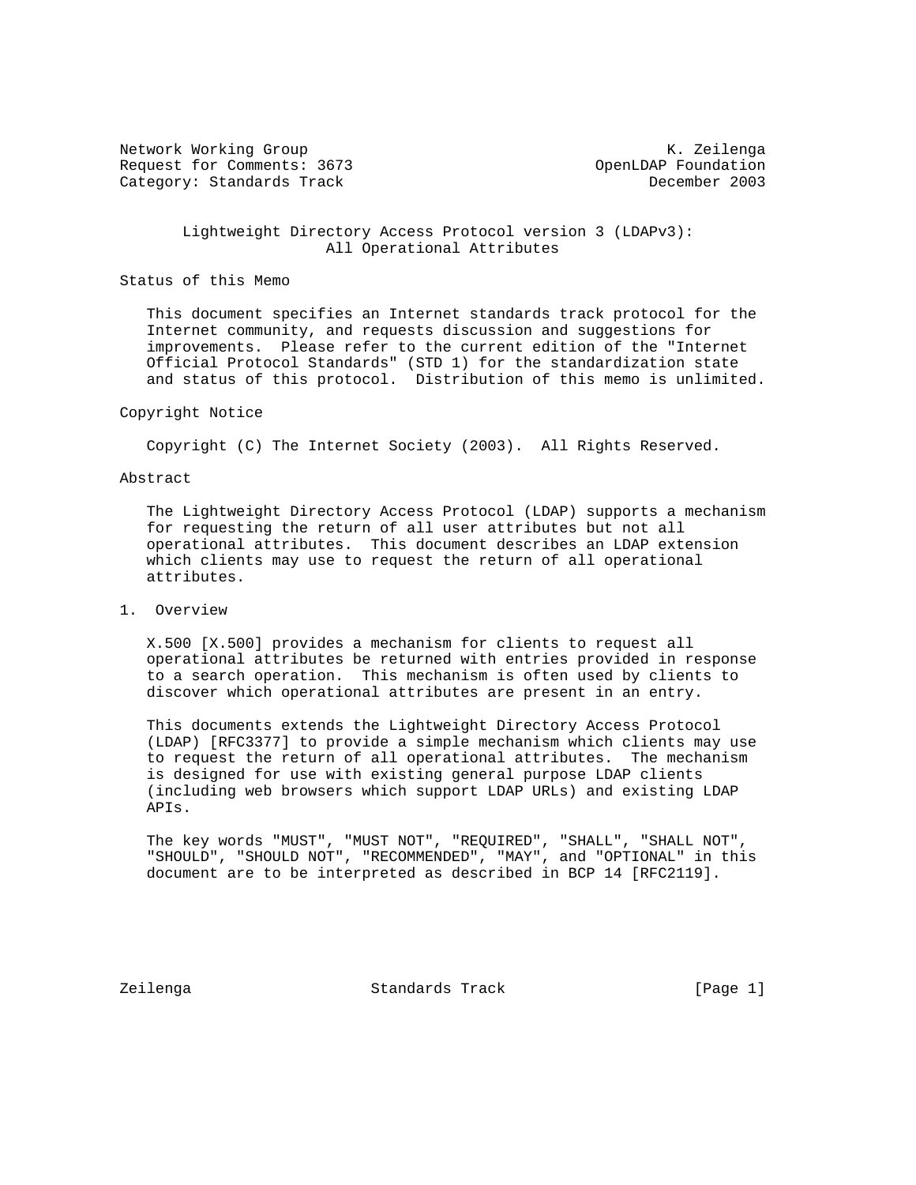Network Working Group K. Zeilenga
Request for Comments: 3673 OpenLDAP Foundation
Category: Standards Track December 2003

# Lightweight Directory Access Protocol version 3 (LDAPv3): All Operational Attributes

## Status of this Memo

This document specifies an Internet standards track protocol for the Internet community, and requests discussion and suggestions for improvements. Please refer to the current edition of the "Internet Official Protocol Standards" (STD 1) for the standardization state and status of this protocol. Distribution of this memo is unlimited.

## Copyright Notice

Copyright (C) The Internet Society (2003). All Rights Reserved.

## Abstract

The Lightweight Directory Access Protocol (LDAP) supports a mechanism for requesting the return of all user attributes but not all operational attributes. This document describes an LDAP extension which clients may use to request the return of all operational attributes.

## 1. Overview

X.500 [X.500] provides a mechanism for clients to request all operational attributes be returned with entries provided in response to a search operation. This mechanism is often used by clients to discover which operational attributes are present in an entry.

This documents extends the Lightweight Directory Access Protocol (LDAP) [RFC3377] to provide a simple mechanism which clients may use to request the return of all operational attributes. The mechanism is designed for use with existing general purpose LDAP clients (including web browsers which support LDAP URLs) and existing LDAP APIs.

The key words "MUST", "MUST NOT", "REQUIRED", "SHALL", "SHALL NOT", "SHOULD", "SHOULD NOT", "RECOMMENDED", "MAY", and "OPTIONAL" in this document are to be interpreted as described in BCP 14 [RFC2119].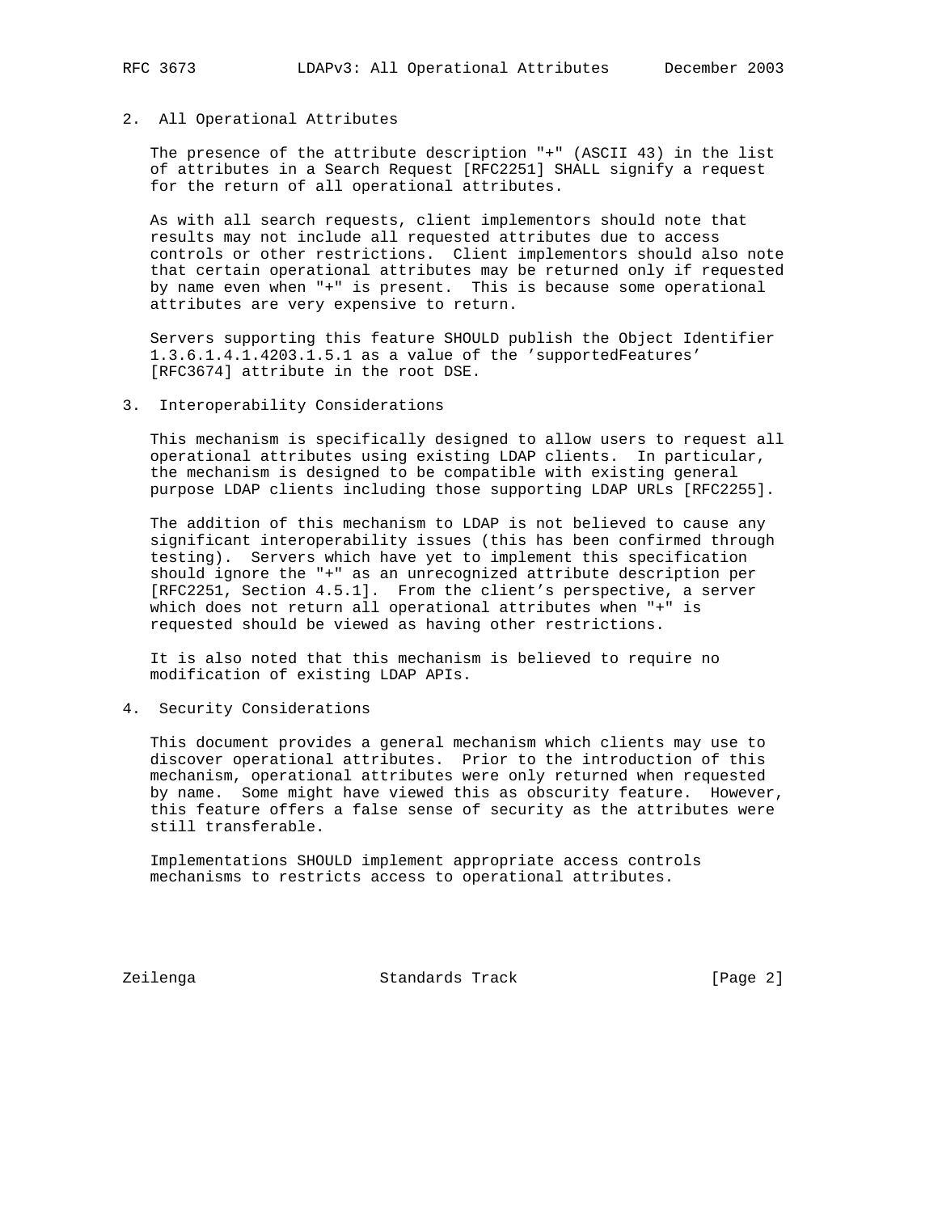## 2. All Operational Attributes

The presence of the attribute description "+" (ASCII 43) in the list of attributes in a Search Request [RFC2251] SHALL signify a request for the return of all operational attributes.

As with all search requests, client implementors should note that results may not include all requested attributes due to access controls or other restrictions. Client implementors should also note that certain operational attributes may be returned only if requested by name even when "+" is present. This is because some operational attributes are very expensive to return.

Servers supporting this feature SHOULD publish the Object Identifier 1.3.6.1.4.1.4203.1.5.1 as a value of the 'supportedFeatures' [RFC3674] attribute in the root DSE.

## 3. Interoperability Considerations

This mechanism is specifically designed to allow users to request all operational attributes using existing LDAP clients. In particular, the mechanism is designed to be compatible with existing general purpose LDAP clients including those supporting LDAP URLs [RFC2255].

The addition of this mechanism to LDAP is not believed to cause any significant interoperability issues (this has been confirmed through testing). Servers which have yet to implement this specification should ignore the "+" as an unrecognized attribute description per [RFC2251, Section 4.5.1]. From the client's perspective, a server which does not return all operational attributes when "+" is requested should be viewed as having other restrictions.

It is also noted that this mechanism is believed to require no modification of existing LDAP APIs.

## 4. Security Considerations

This document provides a general mechanism which clients may use to discover operational attributes. Prior to the introduction of this mechanism, operational attributes were only returned when requested by name. Some might have viewed this as obscurity feature. However, this feature offers a false sense of security as the attributes were still transferable.

Implementations SHOULD implement appropriate access controls mechanisms to restricts access to operational attributes.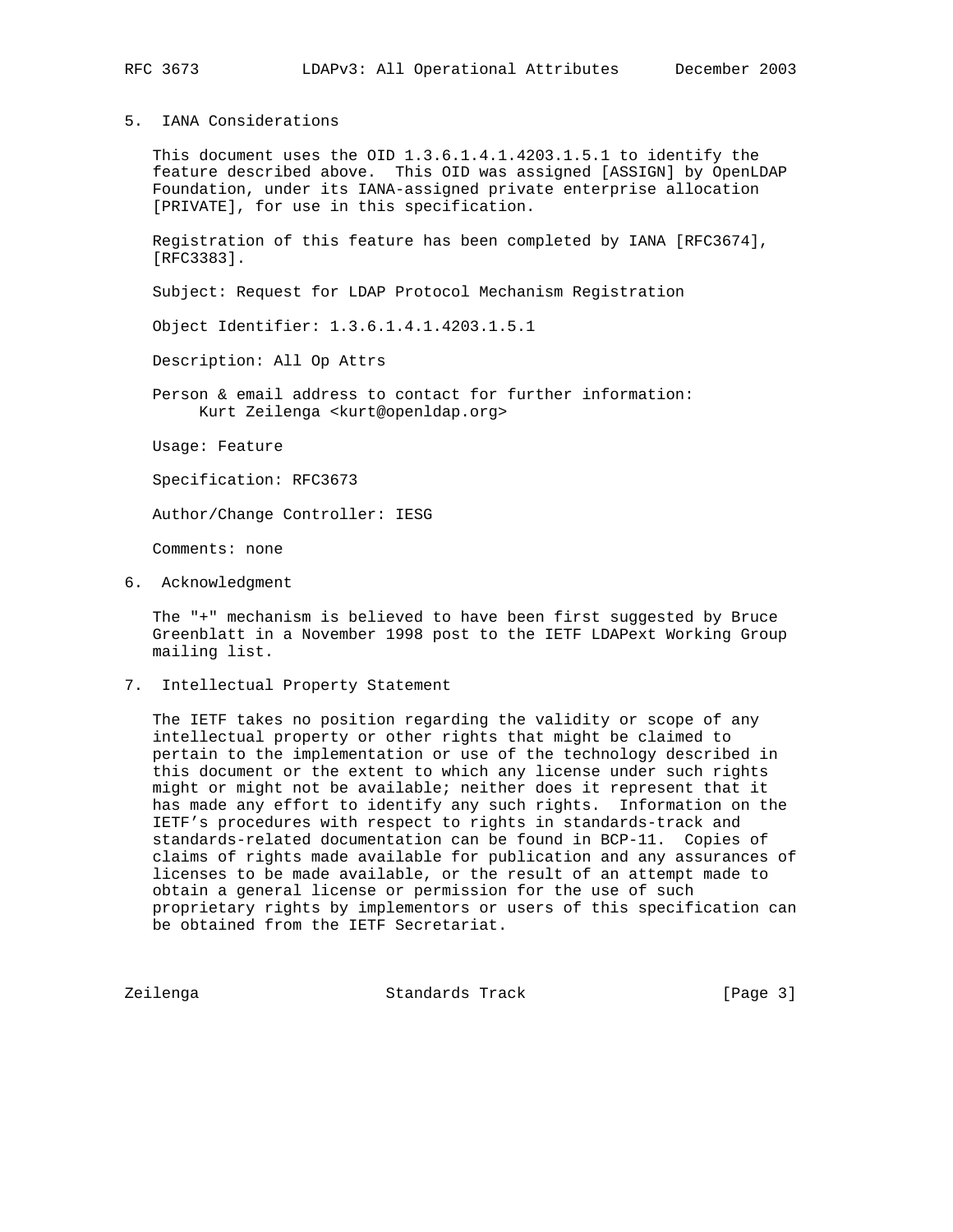## 5. IANA Considerations

This document uses the OID 1.3.6.1.4.1.4203.1.5.1 to identify the feature described above. This OID was assigned [ASSIGN] by OpenLDAP Foundation, under its IANA-assigned private enterprise allocation [PRIVATE], for use in this specification.

Registration of this feature has been completed by IANA [RFC3674], [RFC3383].

Subject: Request for LDAP Protocol Mechanism Registration

Object Identifier: 1.3.6.1.4.1.4203.1.5.1

Description: All Op Attrs

Person & email address to contact for further information:
Kurt Zeilenga <kurt@openldap.org>

Usage: Feature

Specification: RFC3673

Author/Change Controller: IESG

Comments: none

## 6. Acknowledgment

The "+" mechanism is believed to have been first suggested by Bruce Greenblatt in a November 1998 post to the IETF LDAPext Working Group mailing list.

## 7. Intellectual Property Statement

The IETF takes no position regarding the validity or scope of any intellectual property or other rights that might be claimed to pertain to the implementation or use of the technology described in this document or the extent to which any license under such rights might or might not be available; neither does it represent that it has made any effort to identify any such rights. Information on the IETF's procedures with respect to rights in standards-track and standards-related documentation can be found in BCP-11. Copies of claims of rights made available for publication and any assurances of licenses to be made available, or the result of an attempt made to obtain a general license or permission for the use of such proprietary rights by implementors or users of this specification can be obtained from the IETF Secretariat.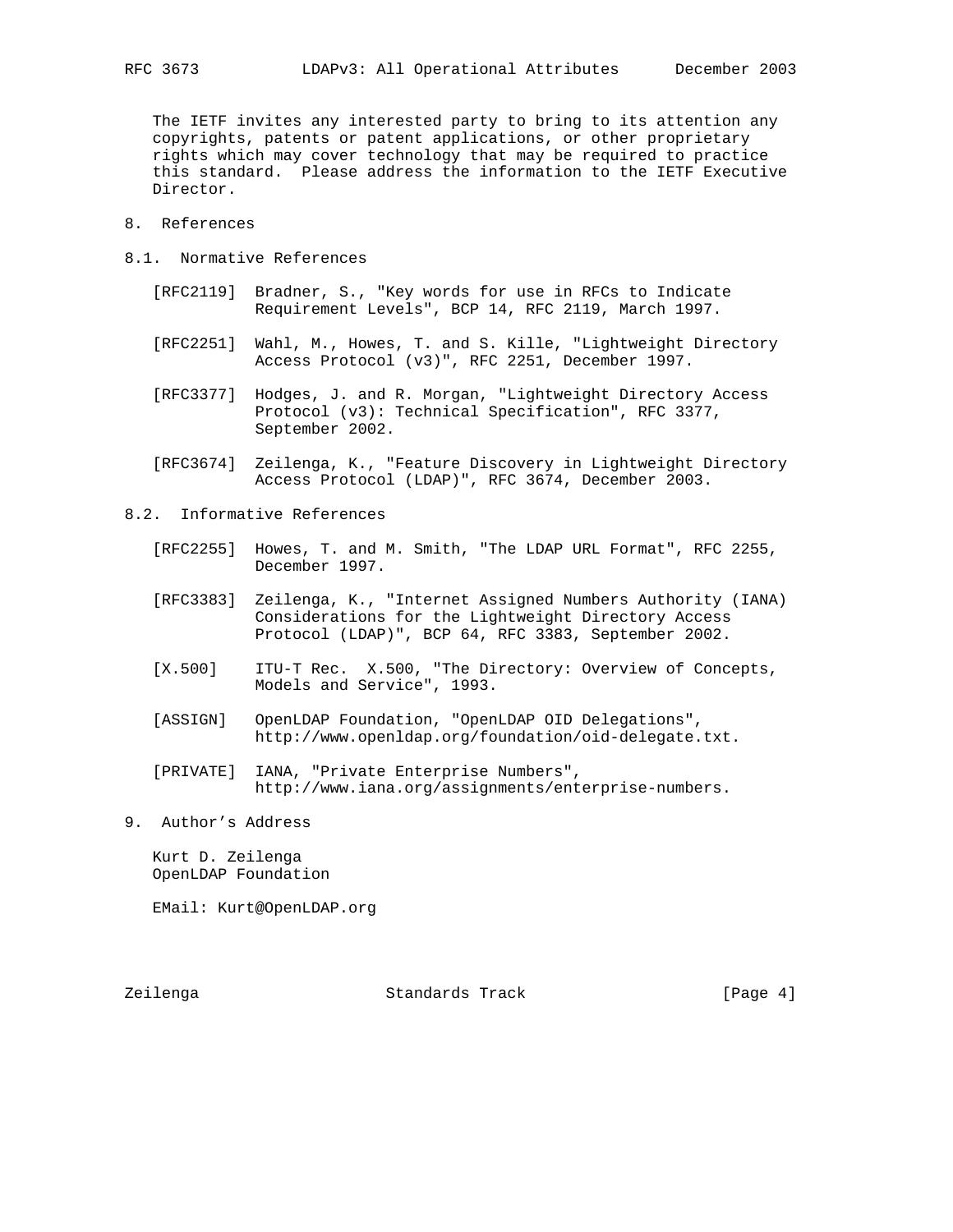The IETF invites any interested party to bring to its attention any copyrights, patents or patent applications, or other proprietary rights which may cover technology that may be required to practice this standard. Please address the information to the IETF Executive Director.

## 8. References

### 8.1. Normative References

[RFC2119] Bradner, S., "Key words for use in RFCs to Indicate Requirement Levels", BCP 14, RFC 2119, March 1997.

[RFC2251] Wahl, M., Howes, T. and S. Kille, "Lightweight Directory Access Protocol (v3)", RFC 2251, December 1997.

[RFC3377] Hodges, J. and R. Morgan, "Lightweight Directory Access Protocol (v3): Technical Specification", RFC 3377, September 2002.

[RFC3674] Zeilenga, K., "Feature Discovery in Lightweight Directory Access Protocol (LDAP)", RFC 3674, December 2003.

### 8.2. Informative References

[RFC2255] Howes, T. and M. Smith, "The LDAP URL Format", RFC 2255, December 1997.

[RFC3383] Zeilenga, K., "Internet Assigned Numbers Authority (IANA) Considerations for the Lightweight Directory Access Protocol (LDAP)", BCP 64, RFC 3383, September 2002.

[X.500] ITU-T Rec. X.500, "The Directory: Overview of Concepts, Models and Service", 1993.

[ASSIGN] OpenLDAP Foundation, "OpenLDAP OID Delegations", http://www.openldap.org/foundation/oid-delegate.txt.

[PRIVATE] IANA, "Private Enterprise Numbers", http://www.iana.org/assignments/enterprise-numbers.

## 9. Author's Address

Kurt D. Zeilenga
OpenLDAP Foundation

EMail: Kurt@OpenLDAP.org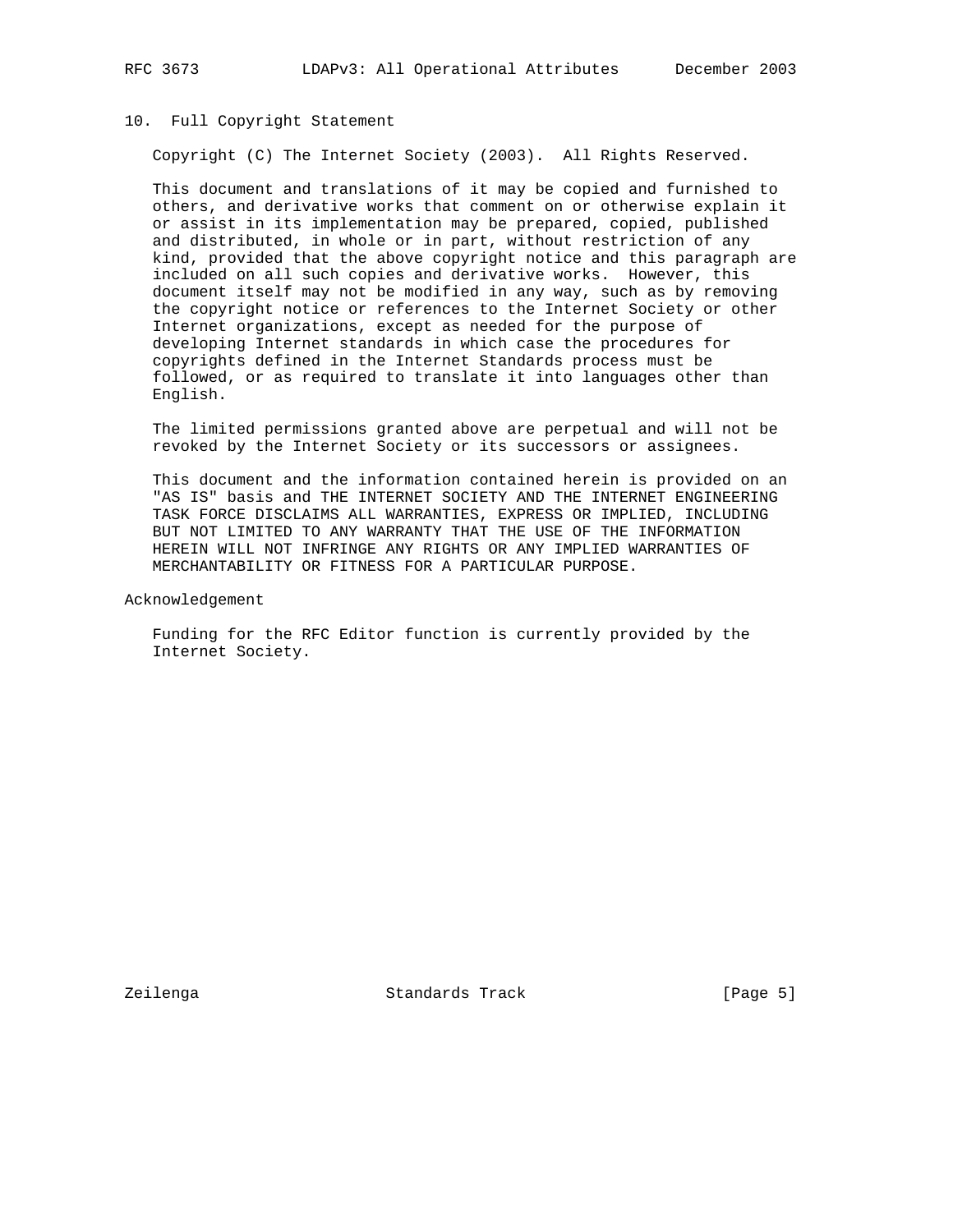## 10. Full Copyright Statement

Copyright (C) The Internet Society (2003). All Rights Reserved.

This document and translations of it may be copied and furnished to others, and derivative works that comment on or otherwise explain it or assist in its implementation may be prepared, copied, published and distributed, in whole or in part, without restriction of any kind, provided that the above copyright notice and this paragraph are included on all such copies and derivative works. However, this document itself may not be modified in any way, such as by removing the copyright notice or references to the Internet Society or other Internet organizations, except as needed for the purpose of developing Internet standards in which case the procedures for copyrights defined in the Internet Standards process must be followed, or as required to translate it into languages other than English.

The limited permissions granted above are perpetual and will not be revoked by the Internet Society or its successors or assignees.

This document and the information contained herein is provided on an "AS IS" basis and THE INTERNET SOCIETY AND THE INTERNET ENGINEERING TASK FORCE DISCLAIMS ALL WARRANTIES, EXPRESS OR IMPLIED, INCLUDING BUT NOT LIMITED TO ANY WARRANTY THAT THE USE OF THE INFORMATION HEREIN WILL NOT INFRINGE ANY RIGHTS OR ANY IMPLIED WARRANTIES OF MERCHANTABILITY OR FITNESS FOR A PARTICULAR PURPOSE.

## Acknowledgement

Funding for the RFC Editor function is currently provided by the Internet Society.